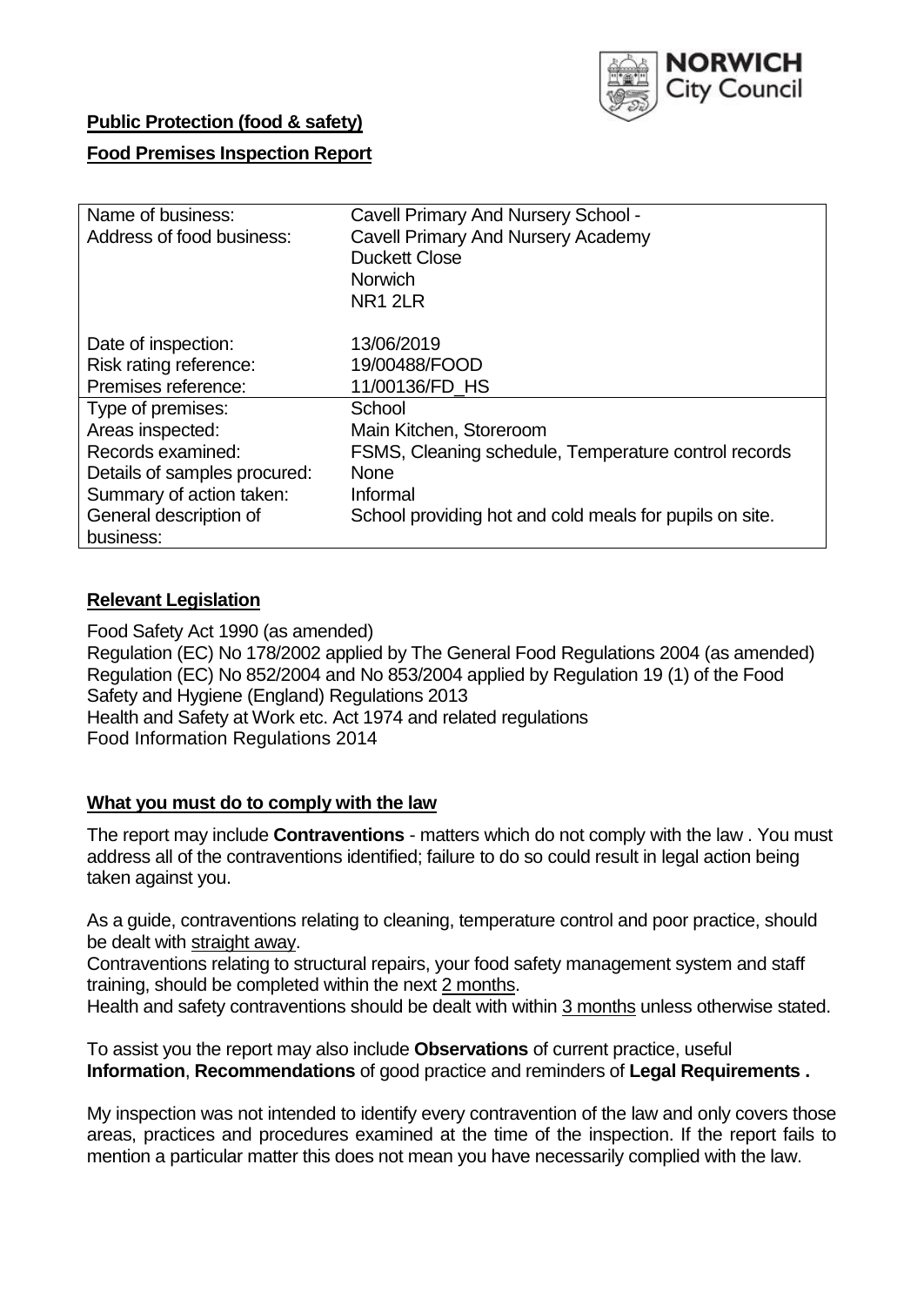**Public Protection (food & safety)**

**Food Premises Inspection Report**

| Name of business: | Cavell Primary And Nursery School - |
|---|---|
| Address of food business: | Cavell Primary And Nursery Academy<br>Duckett Close<br>Norwich<br>NR1 2LR |
| Date of inspection: | 13/06/2019 |
| Risk rating reference: | 19/00488/FOOD |
| Premises reference: | 11/00136/FD_HS |
| Type of premises: | School |
| Areas inspected: | Main Kitchen, Storeroom |
| Records examined: | FSMS, Cleaning schedule, Temperature control records |
| Details of samples procured: | None |
| Summary of action taken: | Informal |
| General description of business: | School providing hot and cold meals for pupils on site. |

## **Relevant Legislation**

Food Safety Act 1990 (as amended)
Regulation (EC) No 178/2002 applied by The General Food Regulations 2004 (as amended)
Regulation (EC) No 852/2004 and No 853/2004 applied by Regulation 19 (1) of the Food Safety and Hygiene (England) Regulations 2013
Health and Safety at Work etc. Act 1974 and related regulations
Food Information Regulations 2014

## **What you must do to comply with the law**

The report may include **Contraventions** - matters which do not comply with the law . You must address all of the contraventions identified; failure to do so could result in legal action being taken against you.

As a guide, contraventions relating to cleaning, temperature control and poor practice, should be dealt with straight away.
Contraventions relating to structural repairs, your food safety management system and staff training, should be completed within the next 2 months.
Health and safety contraventions should be dealt with within 3 months unless otherwise stated.

To assist you the report may also include **Observations** of current practice, useful **Information**, **Recommendations** of good practice and reminders of **Legal Requirements .**

My inspection was not intended to identify every contravention of the law and only covers those areas, practices and procedures examined at the time of the inspection. If the report fails to mention a particular matter this does not mean you have necessarily complied with the law.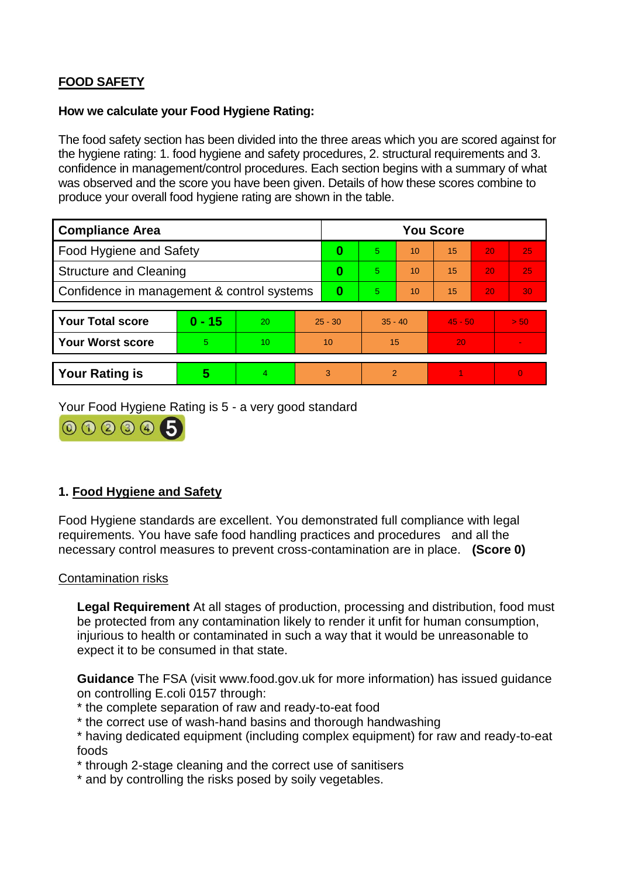## FOOD SAFETY

**How we calculate your Food Hygiene Rating:**

The food safety section has been divided into the three areas which you are scored against for the hygiene rating: 1. food hygiene and safety procedures, 2. structural requirements and 3. confidence in management/control procedures. Each section begins with a summary of what was observed and the score you have been given. Details of how these scores combine to produce your overall food hygiene rating are shown in the table.

| Compliance Area | You Score | | | | | |
|---|---|---|---|---|---|---|
| Food Hygiene and Safety | **0** | 5 | 10 | 15 | 20 | 25 |
| Structure and Cleaning | **0** | 5 | 10 | 15 | 20 | 25 |
| Confidence in management & control systems | **0** | 5 | 10 | 15 | 20 | 30 |

| | | | | | | |
|---|---|---|---|---|---|---|
| **Your Total score** | **0 - 15** | 20 | 25 - 30 | 35 - 40 | 45 - 50 | > 50 |
| **Your Worst score** | 5 | 10 | 10 | 15 | 20 | - |
| **Your Rating is** | **5** | 4 | 3 | 2 | 1 | 0 |

Your Food Hygiene Rating is 5 - a very good standard

### 1. Food Hygiene and Safety

Food Hygiene standards are excellent. You demonstrated full compliance with legal requirements. You have safe food handling practices and procedures and all the necessary control measures to prevent cross-contamination are in place. **(Score 0)**

Contamination risks

**Legal Requirement** At all stages of production, processing and distribution, food must be protected from any contamination likely to render it unfit for human consumption, injurious to health or contaminated in such a way that it would be unreasonable to expect it to be consumed in that state.

**Guidance** The FSA (visit www.food.gov.uk for more information) has issued guidance on controlling E.coli 0157 through:

* the complete separation of raw and ready-to-eat food
* the correct use of wash-hand basins and thorough handwashing
* having dedicated equipment (including complex equipment) for raw and ready-to-eat foods
* through 2-stage cleaning and the correct use of sanitisers
* and by controlling the risks posed by soily vegetables.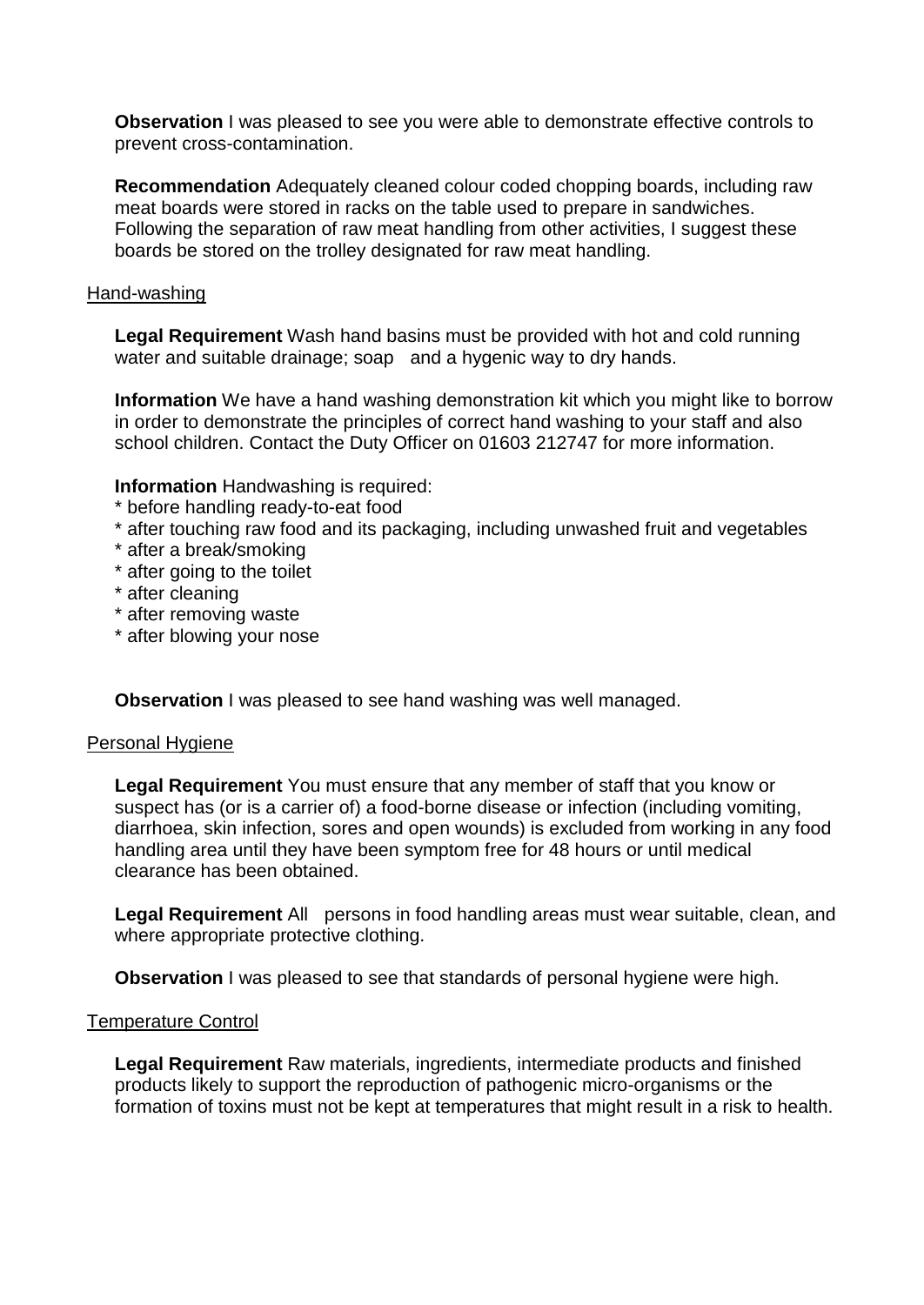**Observation** I was pleased to see you were able to demonstrate effective controls to prevent cross-contamination.

**Recommendation** Adequately cleaned colour coded chopping boards, including raw meat boards were stored in racks on the table used to prepare in sandwiches. Following the separation of raw meat handling from other activities, I suggest these boards be stored on the trolley designated for raw meat handling.

Hand-washing

**Legal Requirement** Wash hand basins must be provided with hot and cold running water and suitable drainage; soap and a hygenic way to dry hands.

**Information** We have a hand washing demonstration kit which you might like to borrow in order to demonstrate the principles of correct hand washing to your staff and also school children. Contact the Duty Officer on 01603 212747 for more information.

**Information** Handwashing is required:
* before handling ready-to-eat food
* after touching raw food and its packaging, including unwashed fruit and vegetables
* after a break/smoking
* after going to the toilet
* after cleaning
* after removing waste
* after blowing your nose

**Observation** I was pleased to see hand washing was well managed.

Personal Hygiene

**Legal Requirement** You must ensure that any member of staff that you know or suspect has (or is a carrier of) a food-borne disease or infection (including vomiting, diarrhoea, skin infection, sores and open wounds) is excluded from working in any food handling area until they have been symptom free for 48 hours or until medical clearance has been obtained.

**Legal Requirement** All persons in food handling areas must wear suitable, clean, and where appropriate protective clothing.

**Observation** I was pleased to see that standards of personal hygiene were high.

Temperature Control

**Legal Requirement** Raw materials, ingredients, intermediate products and finished products likely to support the reproduction of pathogenic micro-organisms or the formation of toxins must not be kept at temperatures that might result in a risk to health.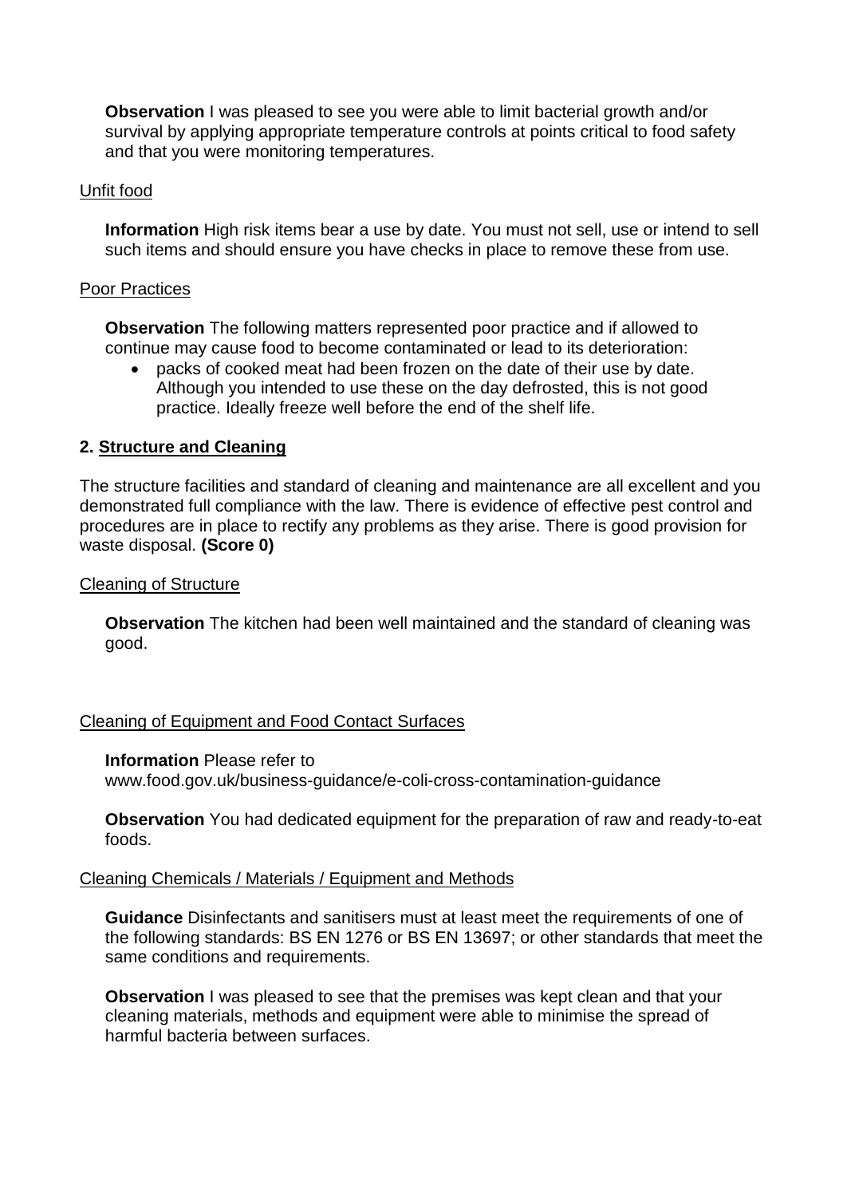**Observation** I was pleased to see you were able to limit bacterial growth and/or survival by applying appropriate temperature controls at points critical to food safety and that you were monitoring temperatures.

Unfit food

**Information** High risk items bear a use by date. You must not sell, use or intend to sell such items and should ensure you have checks in place to remove these from use.

Poor Practices

**Observation** The following matters represented poor practice and if allowed to continue may cause food to become contaminated or lead to its deterioration:

- packs of cooked meat had been frozen on the date of their use by date. Although you intended to use these on the day defrosted, this is not good practice. Ideally freeze well before the end of the shelf life.

## 2. Structure and Cleaning

The structure facilities and standard of cleaning and maintenance are all excellent and you demonstrated full compliance with the law. There is evidence of effective pest control and procedures are in place to rectify any problems as they arise. There is good provision for waste disposal. **(Score 0)**

Cleaning of Structure

**Observation** The kitchen had been well maintained and the standard of cleaning was good.

Cleaning of Equipment and Food Contact Surfaces

**Information** Please refer to www.food.gov.uk/business-guidance/e-coli-cross-contamination-guidance

**Observation** You had dedicated equipment for the preparation of raw and ready-to-eat foods.

Cleaning Chemicals / Materials / Equipment and Methods

**Guidance** Disinfectants and sanitisers must at least meet the requirements of one of the following standards: BS EN 1276 or BS EN 13697; or other standards that meet the same conditions and requirements.

**Observation** I was pleased to see that the premises was kept clean and that your cleaning materials, methods and equipment were able to minimise the spread of harmful bacteria between surfaces.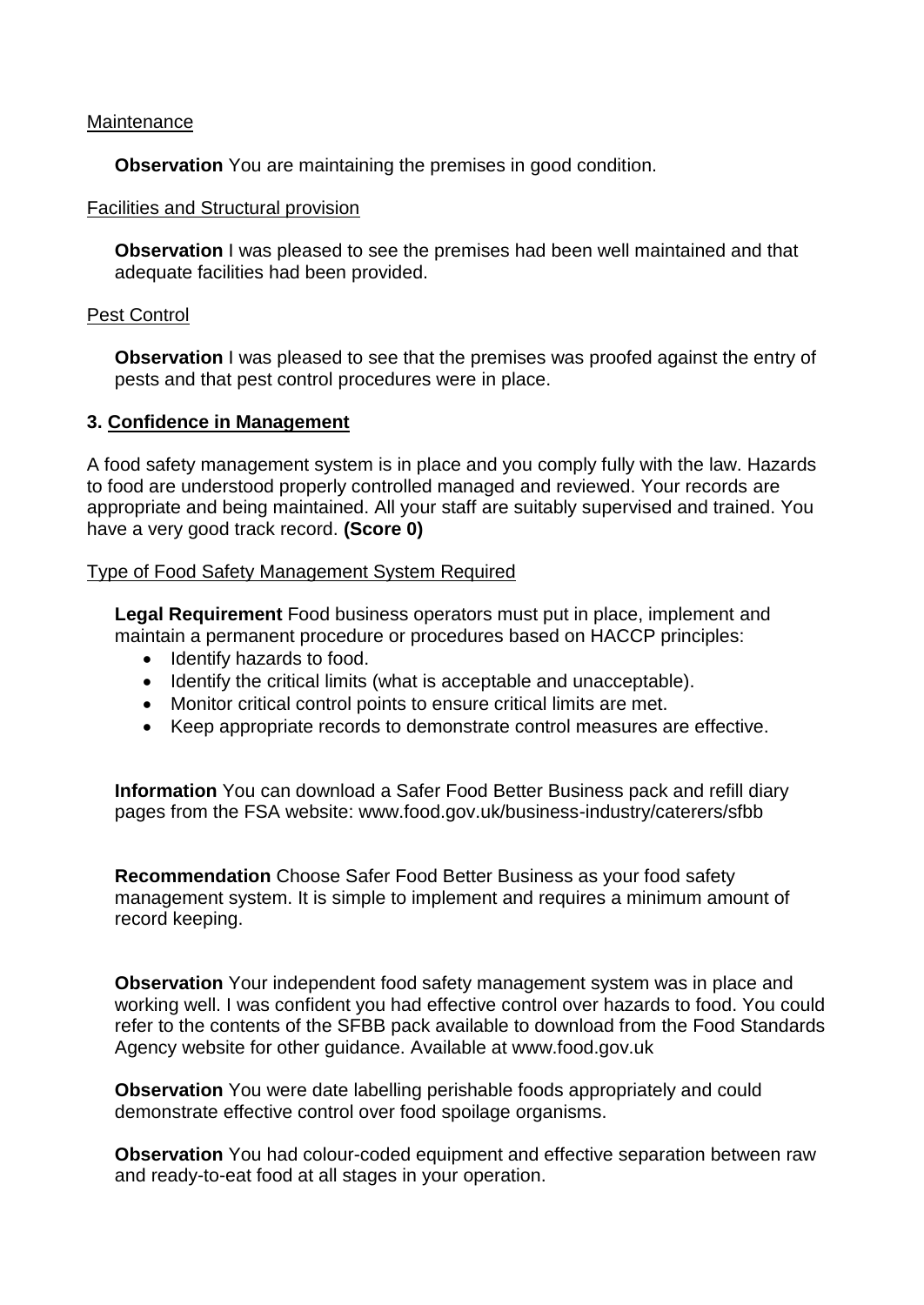Maintenance

**Observation** You are maintaining the premises in good condition.

Facilities and Structural provision

**Observation** I was pleased to see the premises had been well maintained and that adequate facilities had been provided.

Pest Control

**Observation** I was pleased to see that the premises was proofed against the entry of pests and that pest control procedures were in place.

## 3. Confidence in Management

A food safety management system is in place and you comply fully with the law. Hazards to food are understood properly controlled managed and reviewed. Your records are appropriate and being maintained. All your staff are suitably supervised and trained. You have a very good track record. **(Score 0)**

Type of Food Safety Management System Required

**Legal Requirement** Food business operators must put in place, implement and maintain a permanent procedure or procedures based on HACCP principles:

- Identify hazards to food.
- Identify the critical limits (what is acceptable and unacceptable).
- Monitor critical control points to ensure critical limits are met.
- Keep appropriate records to demonstrate control measures are effective.

**Information** You can download a Safer Food Better Business pack and refill diary pages from the FSA website: www.food.gov.uk/business-industry/caterers/sfbb

**Recommendation** Choose Safer Food Better Business as your food safety management system. It is simple to implement and requires a minimum amount of record keeping.

**Observation** Your independent food safety management system was in place and working well. I was confident you had effective control over hazards to food. You could refer to the contents of the SFBB pack available to download from the Food Standards Agency website for other guidance. Available at www.food.gov.uk

**Observation** You were date labelling perishable foods appropriately and could demonstrate effective control over food spoilage organisms.

**Observation** You had colour-coded equipment and effective separation between raw and ready-to-eat food at all stages in your operation.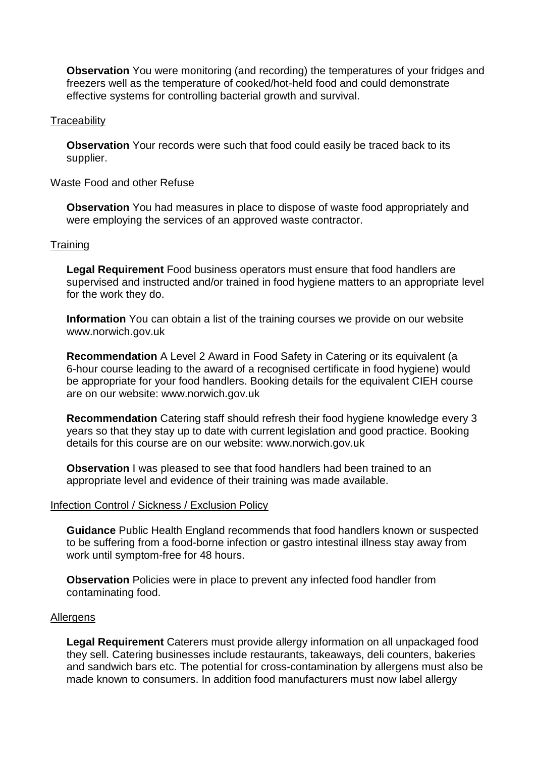**Observation** You were monitoring (and recording) the temperatures of your fridges and freezers well as the temperature of cooked/hot-held food and could demonstrate effective systems for controlling bacterial growth and survival.

<u>Traceability</u>

**Observation** Your records were such that food could easily be traced back to its supplier.

<u>Waste Food and other Refuse</u>

**Observation** You had measures in place to dispose of waste food appropriately and were employing the services of an approved waste contractor.

<u>Training</u>

**Legal Requirement** Food business operators must ensure that food handlers are supervised and instructed and/or trained in food hygiene matters to an appropriate level for the work they do.

**Information** You can obtain a list of the training courses we provide on our website www.norwich.gov.uk

**Recommendation** A Level 2 Award in Food Safety in Catering or its equivalent (a 6-hour course leading to the award of a recognised certificate in food hygiene) would be appropriate for your food handlers. Booking details for the equivalent CIEH course are on our website: www.norwich.gov.uk

**Recommendation** Catering staff should refresh their food hygiene knowledge every 3 years so that they stay up to date with current legislation and good practice. Booking details for this course are on our website: www.norwich.gov.uk

**Observation** I was pleased to see that food handlers had been trained to an appropriate level and evidence of their training was made available.

<u>Infection Control / Sickness / Exclusion Policy</u>

**Guidance** Public Health England recommends that food handlers known or suspected to be suffering from a food-borne infection or gastro intestinal illness stay away from work until symptom-free for 48 hours.

**Observation** Policies were in place to prevent any infected food handler from contaminating food.

<u>Allergens</u>

**Legal Requirement** Caterers must provide allergy information on all unpackaged food they sell. Catering businesses include restaurants, takeaways, deli counters, bakeries and sandwich bars etc. The potential for cross-contamination by allergens must also be made known to consumers. In addition food manufacturers must now label allergy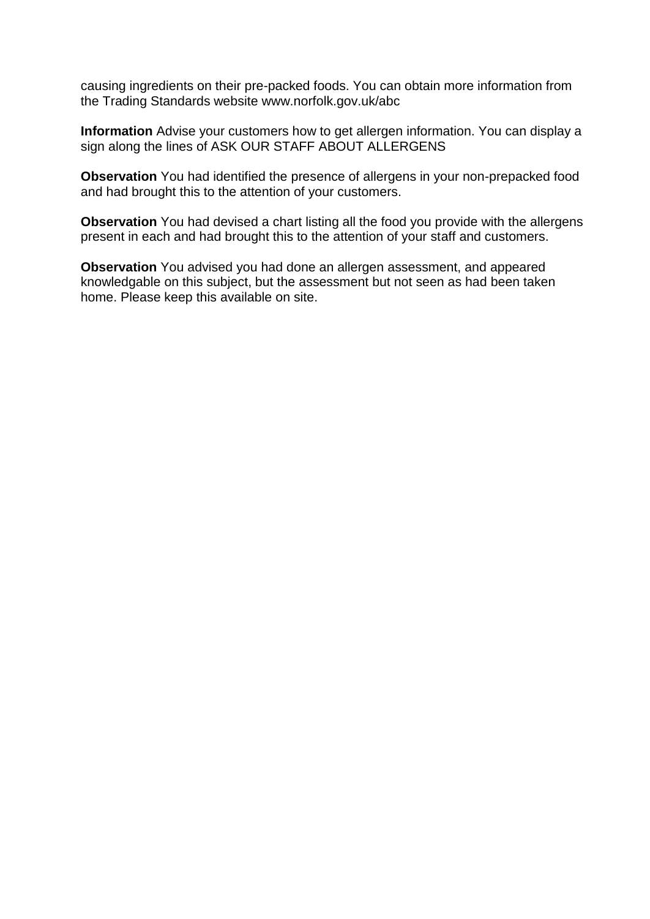causing ingredients on their pre-packed foods. You can obtain more information from the Trading Standards website www.norfolk.gov.uk/abc

**Information** Advise your customers how to get allergen information. You can display a sign along the lines of ASK OUR STAFF ABOUT ALLERGENS

**Observation** You had identified the presence of allergens in your non-prepacked food and had brought this to the attention of your customers.

**Observation** You had devised a chart listing all the food you provide with the allergens present in each and had brought this to the attention of your staff and customers.

**Observation** You advised you had done an allergen assessment, and appeared knowledgable on this subject, but the assessment but not seen as had been taken home. Please keep this available on site.